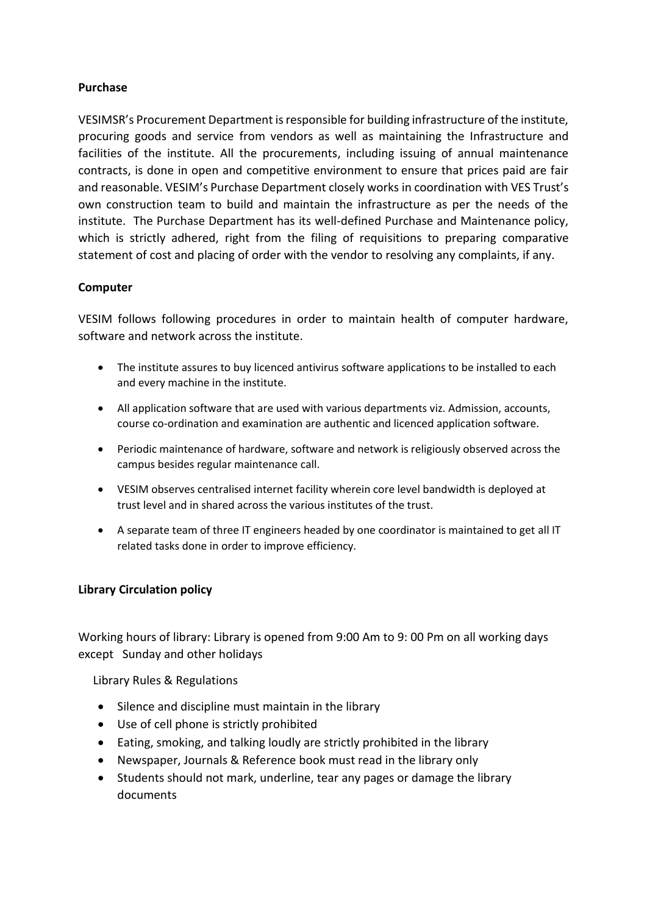**Purchase**

VESIMSR's Procurement Department is responsible for building infrastructure of the institute, procuring goods and service from vendors as well as maintaining the Infrastructure and facilities of the institute. All the procurements, including issuing of annual maintenance contracts, is done in open and competitive environment to ensure that prices paid are fair and reasonable. VESIM's Purchase Department closely works in coordination with VES Trust's own construction team to build and maintain the infrastructure as per the needs of the institute. The Purchase Department has its well-defined Purchase and Maintenance policy, which is strictly adhered, right from the filing of requisitions to preparing comparative statement of cost and placing of order with the vendor to resolving any complaints, if any.

**Computer**

VESIM follows following procedures in order to maintain health of computer hardware, software and network across the institute.

- The institute assures to buy licenced antivirus software applications to be installed to each and every machine in the institute.
- All application software that are used with various departments viz. Admission, accounts, course co-ordination and examination are authentic and licenced application software.
- Periodic maintenance of hardware, software and network is religiously observed across the campus besides regular maintenance call.
- VESIM observes centralised internet facility wherein core level bandwidth is deployed at trust level and in shared across the various institutes of the trust.
- A separate team of three IT engineers headed by one coordinator is maintained to get all IT related tasks done in order to improve efficiency.

**Library Circulation policy**

Working hours of library: Library is opened from 9:00 Am to 9: 00 Pm on all working days except Sunday and other holidays

Library Rules & Regulations

- Silence and discipline must maintain in the library
- Use of cell phone is strictly prohibited
- Eating, smoking, and talking loudly are strictly prohibited in the library
- Newspaper, Journals & Reference book must read in the library only
- Students should not mark, underline, tear any pages or damage the library documents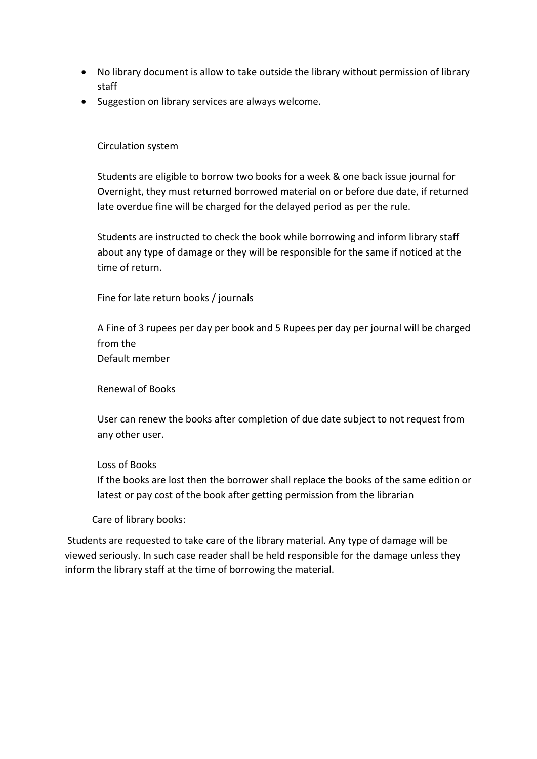- No library document is allow to take outside the library without permission of library staff
- Suggestion on library services are always welcome.

Circulation system

Students are eligible to borrow two books for a week & one back issue journal for Overnight, they must returned borrowed material on or before due date, if returned late overdue fine will be charged for the delayed period as per the rule.

Students are instructed to check the book while borrowing and inform library staff about any type of damage or they will be responsible for the same if noticed at the time of return.

Fine for late return books / journals

A Fine of 3 rupees per day per book and 5 Rupees per day per journal will be charged from the
Default member

Renewal of Books

User can renew the books after completion of due date subject to not request from any other user.

Loss of Books
If the books are lost then the borrower shall replace the books of the same edition or latest or pay cost of the book after getting permission from the librarian

Care of library books:

Students are requested to take care of the library material. Any type of damage will be viewed seriously. In such case reader shall be held responsible for the damage unless they inform the library staff at the time of borrowing the material.